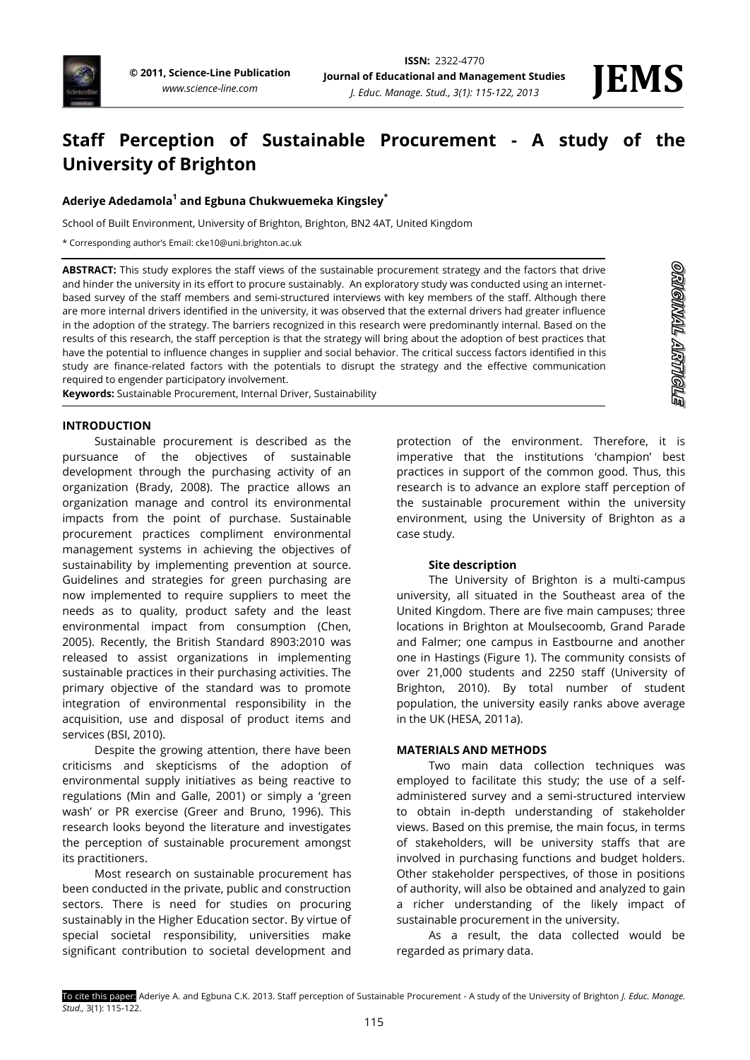# Staff Perception of Sustainable Procurement - A study of the University of Brighton

**Aderiye Adedamola[1] and Egbuna Chukwuemeka Kingsley[*]**

School of Built Environment, University of Brighton, Brighton, BN2 4AT, United Kingdom

[*] Corresponding author's Email: cke10@uni.brighton.ac.uk

**ABSTRACT:** This study explores the staff views of the sustainable procurement strategy and the factors that drive and hinder the university in its effort to procure sustainably. An exploratory study was conducted using an internet-based survey of the staff members and semi-structured interviews with key members of the staff. Although there are more internal drivers identified in the university, it was observed that the external drivers had greater influence in the adoption of the strategy. The barriers recognized in this research were predominantly internal. Based on the results of this research, the staff perception is that the strategy will bring about the adoption of best practices that have the potential to influence changes in supplier and social behavior. The critical success factors identified in this study are finance-related factors with the potentials to disrupt the strategy and the effective communication required to engender participatory involvement.

**Keywords:** Sustainable Procurement, Internal Driver, Sustainability

ORIGINAL ARTICLE

## INTRODUCTION

Sustainable procurement is described as the pursuance of the objectives of sustainable development through the purchasing activity of an organization (Brady, 2008). The practice allows an organization manage and control its environmental impacts from the point of purchase. Sustainable procurement practices compliment environmental management systems in achieving the objectives of sustainability by implementing prevention at source. Guidelines and strategies for green purchasing are now implemented to require suppliers to meet the needs as to quality, product safety and the least environmental impact from consumption (Chen, 2005). Recently, the British Standard 8903:2010 was released to assist organizations in implementing sustainable practices in their purchasing activities. The primary objective of the standard was to promote integration of environmental responsibility in the acquisition, use and disposal of product items and services (BSI, 2010).

Despite the growing attention, there have been criticisms and skepticisms of the adoption of environmental supply initiatives as being reactive to regulations (Min and Galle, 2001) or simply a 'green wash' or PR exercise (Greer and Bruno, 1996). This research looks beyond the literature and investigates the perception of sustainable procurement amongst its practitioners.

Most research on sustainable procurement has been conducted in the private, public and construction sectors. There is need for studies on procuring sustainably in the Higher Education sector. By virtue of special societal responsibility, universities make significant contribution to societal development and protection of the environment. Therefore, it is imperative that the institutions 'champion' best practices in support of the common good. Thus, this research is to advance an explore staff perception of the sustainable procurement within the university environment, using the University of Brighton as a case study.

### Site description

The University of Brighton is a multi-campus university, all situated in the Southeast area of the United Kingdom. There are five main campuses; three locations in Brighton at Moulsecoomb, Grand Parade and Falmer; one campus in Eastbourne and another one in Hastings (Figure 1). The community consists of over 21,000 students and 2250 staff (University of Brighton, 2010). By total number of student population, the university easily ranks above average in the UK (HESA, 2011a).

## MATERIALS AND METHODS

Two main data collection techniques was employed to facilitate this study; the use of a self-administered survey and a semi-structured interview to obtain in-depth understanding of stakeholder views. Based on this premise, the main focus, in terms of stakeholders, will be university staffs that are involved in purchasing functions and budget holders. Other stakeholder perspectives, of those in positions of authority, will also be obtained and analyzed to gain a richer understanding of the likely impact of sustainable procurement in the university.

As a result, the data collected would be regarded as primary data.

To cite this paper: Aderiye A. and Egbuna C.K. 2013. Staff perception of Sustainable Procurement - A study of the University of Brighton *J. Educ. Manage. Stud.,* 3(1): 115-122.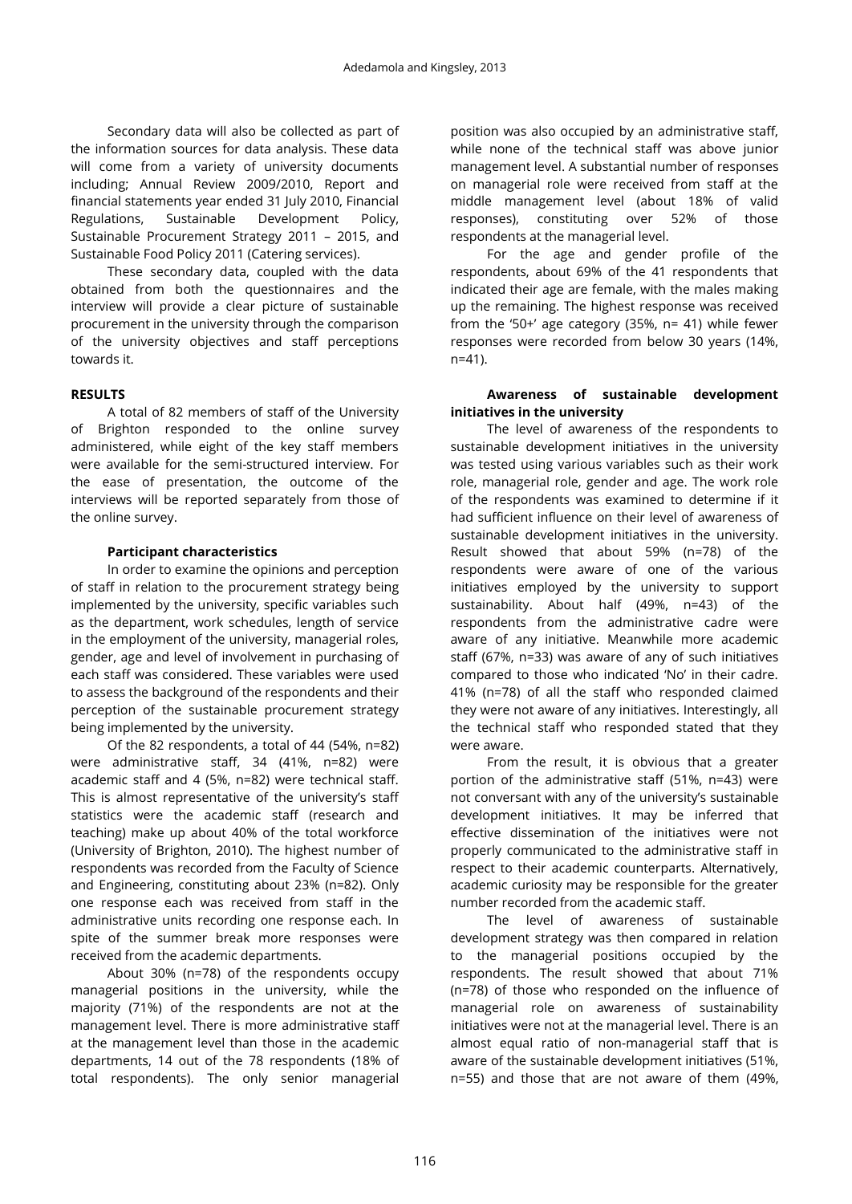Secondary data will also be collected as part of the information sources for data analysis. These data will come from a variety of university documents including; Annual Review 2009/2010, Report and financial statements year ended 31 July 2010, Financial Regulations, Sustainable Development Policy, Sustainable Procurement Strategy 2011 – 2015, and Sustainable Food Policy 2011 (Catering services).

These secondary data, coupled with the data obtained from both the questionnaires and the interview will provide a clear picture of sustainable procurement in the university through the comparison of the university objectives and staff perceptions towards it.

## RESULTS

A total of 82 members of staff of the University of Brighton responded to the online survey administered, while eight of the key staff members were available for the semi-structured interview. For the ease of presentation, the outcome of the interviews will be reported separately from those of the online survey.

### Participant characteristics

In order to examine the opinions and perception of staff in relation to the procurement strategy being implemented by the university, specific variables such as the department, work schedules, length of service in the employment of the university, managerial roles, gender, age and level of involvement in purchasing of each staff was considered. These variables were used to assess the background of the respondents and their perception of the sustainable procurement strategy being implemented by the university.

Of the 82 respondents, a total of 44 (54%, n=82) were administrative staff, 34 (41%, n=82) were academic staff and 4 (5%, n=82) were technical staff. This is almost representative of the university's staff statistics were the academic staff (research and teaching) make up about 40% of the total workforce (University of Brighton, 2010). The highest number of respondents was recorded from the Faculty of Science and Engineering, constituting about 23% (n=82). Only one response each was received from staff in the administrative units recording one response each. In spite of the summer break more responses were received from the academic departments.

About 30% (n=78) of the respondents occupy managerial positions in the university, while the majority (71%) of the respondents are not at the management level. There is more administrative staff at the management level than those in the academic departments, 14 out of the 78 respondents (18% of total respondents). The only senior managerial position was also occupied by an administrative staff, while none of the technical staff was above junior management level. A substantial number of responses on managerial role were received from staff at the middle management level (about 18% of valid responses), constituting over 52% of those respondents at the managerial level.

For the age and gender profile of the respondents, about 69% of the 41 respondents that indicated their age are female, with the males making up the remaining. The highest response was received from the '50+' age category (35%, n= 41) while fewer responses were recorded from below 30 years (14%, n=41).

### Awareness of sustainable development initiatives in the university

The level of awareness of the respondents to sustainable development initiatives in the university was tested using various variables such as their work role, managerial role, gender and age. The work role of the respondents was examined to determine if it had sufficient influence on their level of awareness of sustainable development initiatives in the university. Result showed that about 59% (n=78) of the respondents were aware of one of the various initiatives employed by the university to support sustainability. About half (49%, n=43) of the respondents from the administrative cadre were aware of any initiative. Meanwhile more academic staff (67%, n=33) was aware of any of such initiatives compared to those who indicated 'No' in their cadre. 41% (n=78) of all the staff who responded claimed they were not aware of any initiatives. Interestingly, all the technical staff who responded stated that they were aware.

From the result, it is obvious that a greater portion of the administrative staff (51%, n=43) were not conversant with any of the university's sustainable development initiatives. It may be inferred that effective dissemination of the initiatives were not properly communicated to the administrative staff in respect to their academic counterparts. Alternatively, academic curiosity may be responsible for the greater number recorded from the academic staff.

The level of awareness of sustainable development strategy was then compared in relation to the managerial positions occupied by the respondents. The result showed that about 71% (n=78) of those who responded on the influence of managerial role on awareness of sustainability initiatives were not at the managerial level. There is an almost equal ratio of non-managerial staff that is aware of the sustainable development initiatives (51%, n=55) and those that are not aware of them (49%,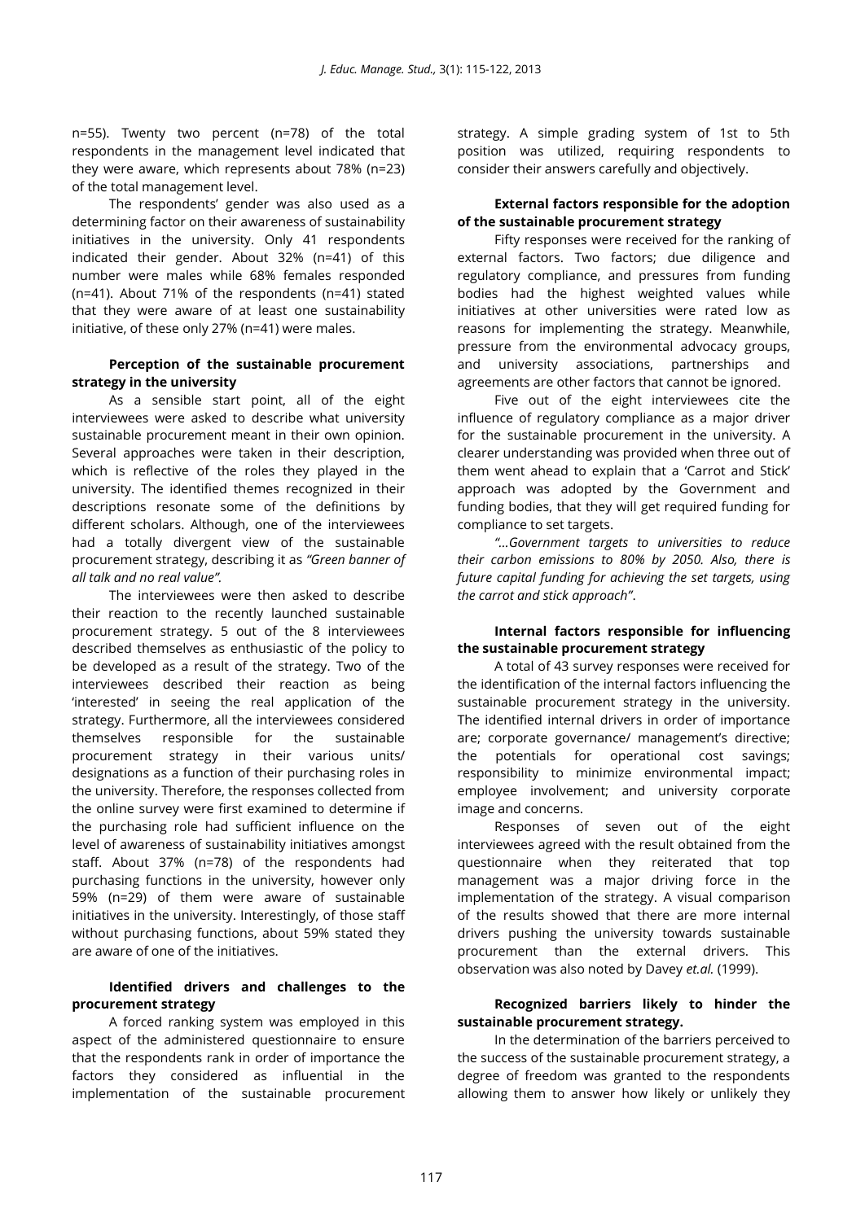n=55). Twenty two percent (n=78) of the total respondents in the management level indicated that they were aware, which represents about 78% (n=23) of the total management level.

The respondents' gender was also used as a determining factor on their awareness of sustainability initiatives in the university. Only 41 respondents indicated their gender. About 32% (n=41) of this number were males while 68% females responded (n=41). About 71% of the respondents (n=41) stated that they were aware of at least one sustainability initiative, of these only 27% (n=41) were males.

**Perception of the sustainable procurement strategy in the university**

As a sensible start point, all of the eight interviewees were asked to describe what university sustainable procurement meant in their own opinion. Several approaches were taken in their description, which is reflective of the roles they played in the university. The identified themes recognized in their descriptions resonate some of the definitions by different scholars. Although, one of the interviewees had a totally divergent view of the sustainable procurement strategy, describing it as *"Green banner of all talk and no real value".*

The interviewees were then asked to describe their reaction to the recently launched sustainable procurement strategy. 5 out of the 8 interviewees described themselves as enthusiastic of the policy to be developed as a result of the strategy. Two of the interviewees described their reaction as being 'interested' in seeing the real application of the strategy. Furthermore, all the interviewees considered themselves responsible for the sustainable procurement strategy in their various units/ designations as a function of their purchasing roles in the university. Therefore, the responses collected from the online survey were first examined to determine if the purchasing role had sufficient influence on the level of awareness of sustainability initiatives amongst staff. About 37% (n=78) of the respondents had purchasing functions in the university, however only 59% (n=29) of them were aware of sustainable initiatives in the university. Interestingly, of those staff without purchasing functions, about 59% stated they are aware of one of the initiatives.

**Identified drivers and challenges to the procurement strategy**

A forced ranking system was employed in this aspect of the administered questionnaire to ensure that the respondents rank in order of importance the factors they considered as influential in the implementation of the sustainable procurement strategy. A simple grading system of 1st to 5th position was utilized, requiring respondents to consider their answers carefully and objectively.

**External factors responsible for the adoption of the sustainable procurement strategy**

Fifty responses were received for the ranking of external factors. Two factors; due diligence and regulatory compliance, and pressures from funding bodies had the highest weighted values while initiatives at other universities were rated low as reasons for implementing the strategy. Meanwhile, pressure from the environmental advocacy groups, and university associations, partnerships and agreements are other factors that cannot be ignored.

Five out of the eight interviewees cite the influence of regulatory compliance as a major driver for the sustainable procurement in the university. A clearer understanding was provided when three out of them went ahead to explain that a 'Carrot and Stick' approach was adopted by the Government and funding bodies, that they will get required funding for compliance to set targets.

*"…Government targets to universities to reduce their carbon emissions to 80% by 2050. Also, there is future capital funding for achieving the set targets, using the carrot and stick approach".*

**Internal factors responsible for influencing the sustainable procurement strategy**

A total of 43 survey responses were received for the identification of the internal factors influencing the sustainable procurement strategy in the university. The identified internal drivers in order of importance are; corporate governance/ management's directive; the potentials for operational cost savings; responsibility to minimize environmental impact; employee involvement; and university corporate image and concerns.

Responses of seven out of the eight interviewees agreed with the result obtained from the questionnaire when they reiterated that top management was a major driving force in the implementation of the strategy. A visual comparison of the results showed that there are more internal drivers pushing the university towards sustainable procurement than the external drivers. This observation was also noted by Davey *et.al.* (1999).

**Recognized barriers likely to hinder the sustainable procurement strategy.**

In the determination of the barriers perceived to the success of the sustainable procurement strategy, a degree of freedom was granted to the respondents allowing them to answer how likely or unlikely they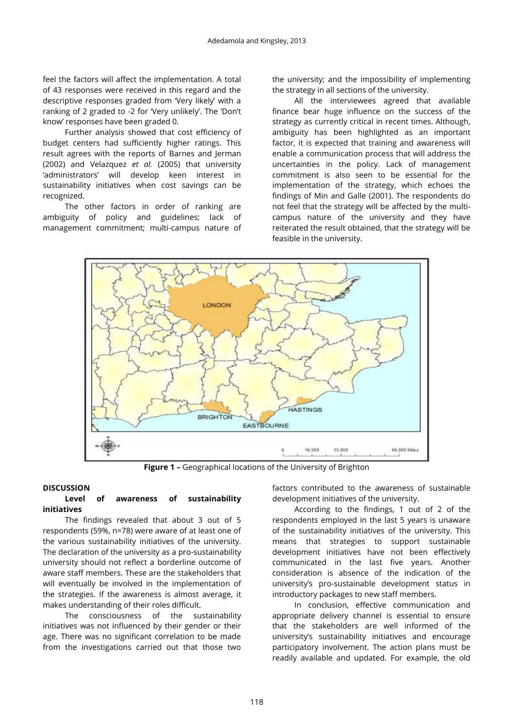feel the factors will affect the implementation. A total of 43 responses were received in this regard and the descriptive responses graded from 'Very likely' with a ranking of 2 graded to -2 for 'Very unlikely'. The 'Don't know' responses have been graded 0.

Further analysis showed that cost efficiency of budget centers had sufficiently higher ratings. This result agrees with the reports of Barnes and Jerman (2002) and Velazquez *et al.* (2005) that university 'administrators' will develop keen interest in sustainability initiatives when cost savings can be recognized.

The other factors in order of ranking are ambiguity of policy and guidelines; lack of management commitment; multi-campus nature of the university; and the impossibility of implementing the strategy in all sections of the university.

All the interviewees agreed that available finance bear huge influence on the success of the strategy as currently critical in recent times. Although, ambiguity has been highlighted as an important factor, it is expected that training and awareness will enable a communication process that will address the uncertainties in the policy. Lack of management commitment is also seen to be essential for the implementation of the strategy, which echoes the findings of Min and Galle (2001). The respondents do not feel that the strategy will be affected by the multi-campus nature of the university and they have reiterated the result obtained, that the strategy will be feasible in the university.

**Figure 1 –** Geographical locations of the University of Brighton

## DISCUSSION

### Level of awareness of sustainability initiatives

The findings revealed that about 3 out of 5 respondents (59%, n=78) were aware of at least one of the various sustainability initiatives of the university. The declaration of the university as a pro-sustainability university should not reflect a borderline outcome of aware staff members. These are the stakeholders that will eventually be involved in the implementation of the strategies. If the awareness is almost average, it makes understanding of their roles difficult.

The consciousness of the sustainability initiatives was not influenced by their gender or their age. There was no significant correlation to be made from the investigations carried out that those two factors contributed to the awareness of sustainable development initiatives of the university.

According to the findings, 1 out of 2 of the respondents employed in the last 5 years is unaware of the sustainability initiatives of the university. This means that strategies to support sustainable development initiatives have not been effectively communicated in the last five years. Another consideration is absence of the indication of the university's pro-sustainable development status in introductory packages to new staff members.

In conclusion, effective communication and appropriate delivery channel is essential to ensure that the stakeholders are well informed of the university's sustainability initiatives and encourage participatory involvement. The action plans must be readily available and updated. For example, the old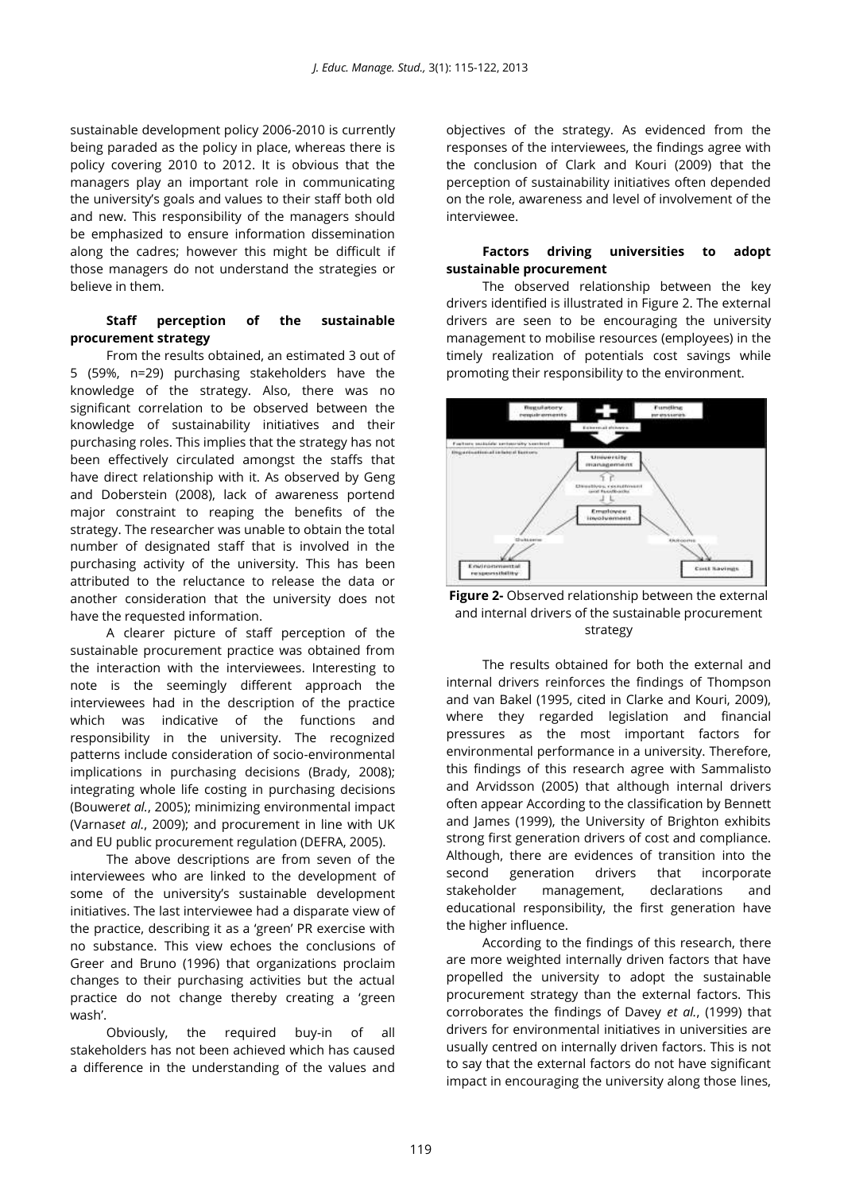sustainable development policy 2006-2010 is currently being paraded as the policy in place, whereas there is policy covering 2010 to 2012. It is obvious that the managers play an important role in communicating the university's goals and values to their staff both old and new. This responsibility of the managers should be emphasized to ensure information dissemination along the cadres; however this might be difficult if those managers do not understand the strategies or believe in them.

**Staff perception of the sustainable procurement strategy**

From the results obtained, an estimated 3 out of 5 (59%, n=29) purchasing stakeholders have the knowledge of the strategy. Also, there was no significant correlation to be observed between the knowledge of sustainability initiatives and their purchasing roles. This implies that the strategy has not been effectively circulated amongst the staffs that have direct relationship with it. As observed by Geng and Doberstein (2008), lack of awareness portend major constraint to reaping the benefits of the strategy. The researcher was unable to obtain the total number of designated staff that is involved in the purchasing activity of the university. This has been attributed to the reluctance to release the data or another consideration that the university does not have the requested information.

A clearer picture of staff perception of the sustainable procurement practice was obtained from the interaction with the interviewees. Interesting to note is the seemingly different approach the interviewees had in the description of the practice which was indicative of the functions and responsibility in the university. The recognized patterns include consideration of socio-environmental implications in purchasing decisions (Brady, 2008); integrating whole life costing in purchasing decisions (Bouwer*et al.*, 2005); minimizing environmental impact (Varnas*et al.*, 2009); and procurement in line with UK and EU public procurement regulation (DEFRA, 2005).

The above descriptions are from seven of the interviewees who are linked to the development of some of the university's sustainable development initiatives. The last interviewee had a disparate view of the practice, describing it as a 'green' PR exercise with no substance. This view echoes the conclusions of Greer and Bruno (1996) that organizations proclaim changes to their purchasing activities but the actual practice do not change thereby creating a 'green wash'.

Obviously, the required buy-in of all stakeholders has not been achieved which has caused a difference in the understanding of the values and objectives of the strategy. As evidenced from the responses of the interviewees, the findings agree with the conclusion of Clark and Kouri (2009) that the perception of sustainability initiatives often depended on the role, awareness and level of involvement of the interviewee.

**Factors driving universities to adopt sustainable procurement**

The observed relationship between the key drivers identified is illustrated in Figure 2. The external drivers are seen to be encouraging the university management to mobilise resources (employees) in the timely realization of potentials cost savings while promoting their responsibility to the environment.

**Figure 2-** Observed relationship between the external and internal drivers of the sustainable procurement strategy

The results obtained for both the external and internal drivers reinforces the findings of Thompson and van Bakel (1995, cited in Clarke and Kouri, 2009), where they regarded legislation and financial pressures as the most important factors for environmental performance in a university. Therefore, this findings of this research agree with Sammalisto and Arvidsson (2005) that although internal drivers often appear According to the classification by Bennett and James (1999), the University of Brighton exhibits strong first generation drivers of cost and compliance. Although, there are evidences of transition into the second generation drivers that incorporate stakeholder management, declarations and educational responsibility, the first generation have the higher influence.

According to the findings of this research, there are more weighted internally driven factors that have propelled the university to adopt the sustainable procurement strategy than the external factors. This corroborates the findings of Davey *et al.*, (1999) that drivers for environmental initiatives in universities are usually centred on internally driven factors. This is not to say that the external factors do not have significant impact in encouraging the university along those lines,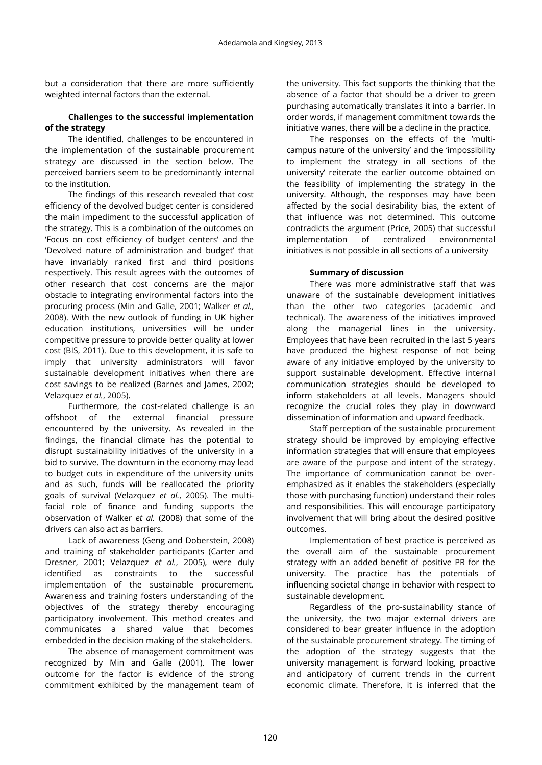but a consideration that there are more sufficiently weighted internal factors than the external.

**Challenges to the successful implementation of the strategy**

The identified, challenges to be encountered in the implementation of the sustainable procurement strategy are discussed in the section below. The perceived barriers seem to be predominantly internal to the institution.

The findings of this research revealed that cost efficiency of the devolved budget center is considered the main impediment to the successful application of the strategy. This is a combination of the outcomes on 'Focus on cost efficiency of budget centers' and the 'Devolved nature of administration and budget' that have invariably ranked first and third positions respectively. This result agrees with the outcomes of other research that cost concerns are the major obstacle to integrating environmental factors into the procuring process (Min and Galle, 2001; Walker *et al.*, 2008). With the new outlook of funding in UK higher education institutions, universities will be under competitive pressure to provide better quality at lower cost (BIS, 2011). Due to this development, it is safe to imply that university administrators will favor sustainable development initiatives when there are cost savings to be realized (Barnes and James, 2002; Velazquez *et al.*, 2005).

Furthermore, the cost-related challenge is an offshoot of the external financial pressure encountered by the university. As revealed in the findings, the financial climate has the potential to disrupt sustainability initiatives of the university in a bid to survive. The downturn in the economy may lead to budget cuts in expenditure of the university units and as such, funds will be reallocated the priority goals of survival (Velazquez *et al.*, 2005). The multi-facial role of finance and funding supports the observation of Walker *et al.* (2008) that some of the drivers can also act as barriers.

Lack of awareness (Geng and Doberstein, 2008) and training of stakeholder participants (Carter and Dresner, 2001; Velazquez *et al.*, 2005), were duly identified as constraints to the successful implementation of the sustainable procurement. Awareness and training fosters understanding of the objectives of the strategy thereby encouraging participatory involvement. This method creates and communicates a shared value that becomes embedded in the decision making of the stakeholders.

The absence of management commitment was recognized by Min and Galle (2001). The lower outcome for the factor is evidence of the strong commitment exhibited by the management team of the university. This fact supports the thinking that the absence of a factor that should be a driver to green purchasing automatically translates it into a barrier. In order words, if management commitment towards the initiative wanes, there will be a decline in the practice.

The responses on the effects of the 'multi-campus nature of the university' and the 'impossibility to implement the strategy in all sections of the university' reiterate the earlier outcome obtained on the feasibility of implementing the strategy in the university. Although, the responses may have been affected by the social desirability bias, the extent of that influence was not determined. This outcome contradicts the argument (Price, 2005) that successful implementation of centralized environmental initiatives is not possible in all sections of a university

**Summary of discussion**

There was more administrative staff that was unaware of the sustainable development initiatives than the other two categories (academic and technical). The awareness of the initiatives improved along the managerial lines in the university. Employees that have been recruited in the last 5 years have produced the highest response of not being aware of any initiative employed by the university to support sustainable development. Effective internal communication strategies should be developed to inform stakeholders at all levels. Managers should recognize the crucial roles they play in downward dissemination of information and upward feedback.

Staff perception of the sustainable procurement strategy should be improved by employing effective information strategies that will ensure that employees are aware of the purpose and intent of the strategy. The importance of communication cannot be over-emphasized as it enables the stakeholders (especially those with purchasing function) understand their roles and responsibilities. This will encourage participatory involvement that will bring about the desired positive outcomes.

Implementation of best practice is perceived as the overall aim of the sustainable procurement strategy with an added benefit of positive PR for the university. The practice has the potentials of influencing societal change in behavior with respect to sustainable development.

Regardless of the pro-sustainability stance of the university, the two major external drivers are considered to bear greater influence in the adoption of the sustainable procurement strategy. The timing of the adoption of the strategy suggests that the university management is forward looking, proactive and anticipatory of current trends in the current economic climate. Therefore, it is inferred that the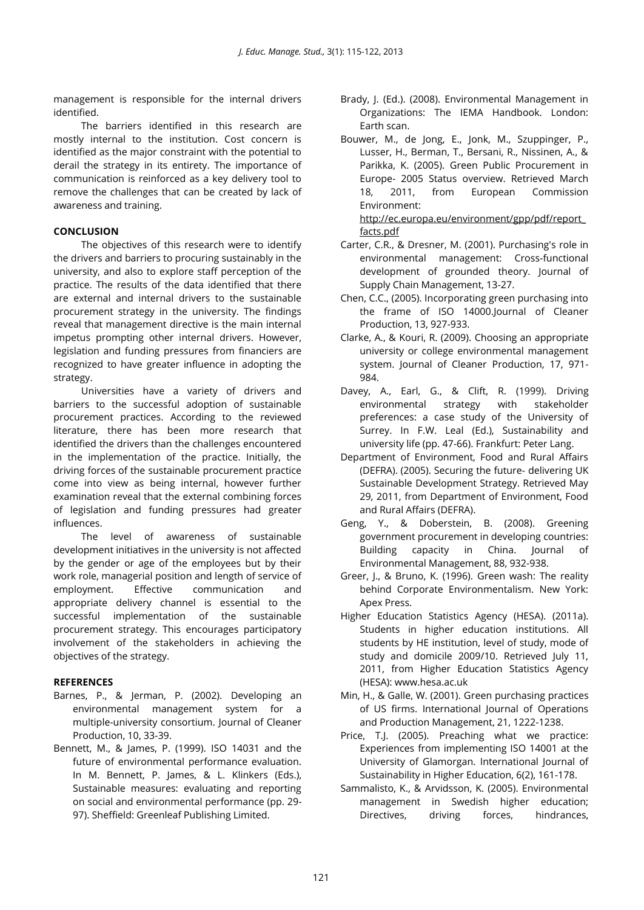management is responsible for the internal drivers identified.

The barriers identified in this research are mostly internal to the institution. Cost concern is identified as the major constraint with the potential to derail the strategy in its entirety. The importance of communication is reinforced as a key delivery tool to remove the challenges that can be created by lack of awareness and training.

## CONCLUSION

The objectives of this research were to identify the drivers and barriers to procuring sustainably in the university, and also to explore staff perception of the practice. The results of the data identified that there are external and internal drivers to the sustainable procurement strategy in the university. The findings reveal that management directive is the main internal impetus prompting other internal drivers. However, legislation and funding pressures from financiers are recognized to have greater influence in adopting the strategy.

Universities have a variety of drivers and barriers to the successful adoption of sustainable procurement practices. According to the reviewed literature, there has been more research that identified the drivers than the challenges encountered in the implementation of the practice. Initially, the driving forces of the sustainable procurement practice come into view as being internal, however further examination reveal that the external combining forces of legislation and funding pressures had greater influences.

The level of awareness of sustainable development initiatives in the university is not affected by the gender or age of the employees but by their work role, managerial position and length of service of employment. Effective communication and appropriate delivery channel is essential to the successful implementation of the sustainable procurement strategy. This encourages participatory involvement of the stakeholders in achieving the objectives of the strategy.

## REFERENCES

Barnes, P., & Jerman, P. (2002). Developing an environmental management system for a multiple-university consortium. Journal of Cleaner Production, 10, 33-39.

Bennett, M., & James, P. (1999). ISO 14031 and the future of environmental performance evaluation. In M. Bennett, P. James, & L. Klinkers (Eds.), Sustainable measures: evaluating and reporting on social and environmental performance (pp. 29-97). Sheffield: Greenleaf Publishing Limited.

Brady, J. (Ed.). (2008). Environmental Management in Organizations: The IEMA Handbook. London: Earth scan.

Bouwer, M., de Jong, E., Jonk, M., Szuppinger, P., Lusser, H., Berman, T., Bersani, R., Nissinen, A., & Parikka, K. (2005). Green Public Procurement in Europe- 2005 Status overview. Retrieved March 18, 2011, from European Commission Environment: http://ec.europa.eu/environment/gpp/pdf/report_facts.pdf

Carter, C.R., & Dresner, M. (2001). Purchasing's role in environmental management: Cross-functional development of grounded theory. Journal of Supply Chain Management, 13-27.

Chen, C.C., (2005). Incorporating green purchasing into the frame of ISO 14000.Journal of Cleaner Production, 13, 927-933.

Clarke, A., & Kouri, R. (2009). Choosing an appropriate university or college environmental management system. Journal of Cleaner Production, 17, 971-984.

Davey, A., Earl, G., & Clift, R. (1999). Driving environmental strategy with stakeholder preferences: a case study of the University of Surrey. In F.W. Leal (Ed.), Sustainability and university life (pp. 47-66). Frankfurt: Peter Lang.

Department of Environment, Food and Rural Affairs (DEFRA). (2005). Securing the future- delivering UK Sustainable Development Strategy. Retrieved May 29, 2011, from Department of Environment, Food and Rural Affairs (DEFRA).

Geng, Y., & Doberstein, B. (2008). Greening government procurement in developing countries: Building capacity in China. Journal of Environmental Management, 88, 932-938.

Greer, J., & Bruno, K. (1996). Green wash: The reality behind Corporate Environmentalism. New York: Apex Press.

Higher Education Statistics Agency (HESA). (2011a). Students in higher education institutions. All students by HE institution, level of study, mode of study and domicile 2009/10. Retrieved July 11, 2011, from Higher Education Statistics Agency (HESA): www.hesa.ac.uk

Min, H., & Galle, W. (2001). Green purchasing practices of US firms. International Journal of Operations and Production Management, 21, 1222-1238.

Price, T.J. (2005). Preaching what we practice: Experiences from implementing ISO 14001 at the University of Glamorgan. International Journal of Sustainability in Higher Education, 6(2), 161-178.

Sammalisto, K., & Arvidsson, K. (2005). Environmental management in Swedish higher education; Directives, driving forces, hindrances,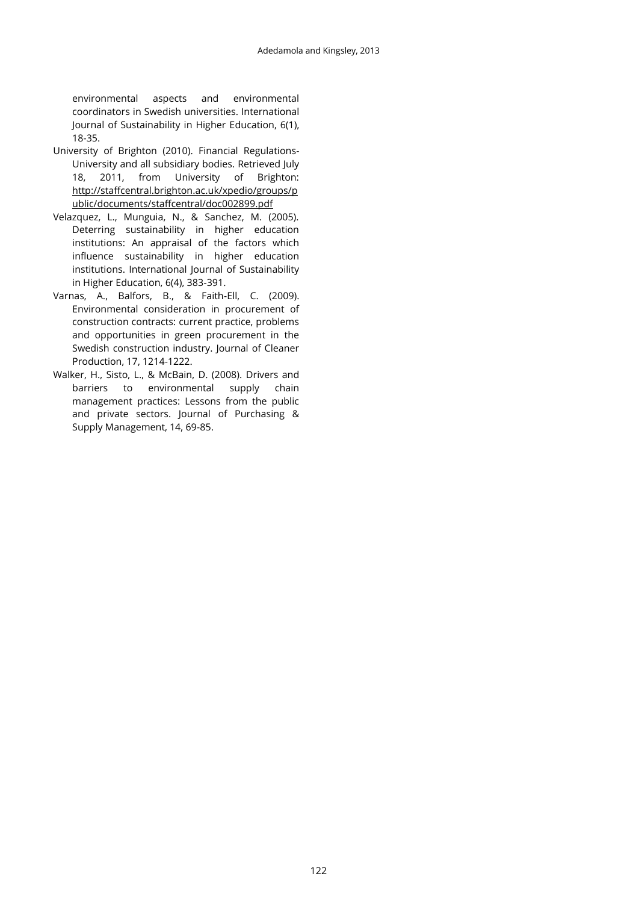environmental aspects and environmental coordinators in Swedish universities. International Journal of Sustainability in Higher Education, 6(1), 18-35.

University of Brighton (2010). Financial Regulations-University and all subsidiary bodies. Retrieved July 18, 2011, from University of Brighton: http://staffcentral.brighton.ac.uk/xpedio/groups/public/documents/staffcentral/doc002899.pdf

Velazquez, L., Munguia, N., & Sanchez, M. (2005). Deterring sustainability in higher education institutions: An appraisal of the factors which influence sustainability in higher education institutions. International Journal of Sustainability in Higher Education, 6(4), 383-391.

Varnas, A., Balfors, B., & Faith-Ell, C. (2009). Environmental consideration in procurement of construction contracts: current practice, problems and opportunities in green procurement in the Swedish construction industry. Journal of Cleaner Production, 17, 1214-1222.

Walker, H., Sisto, L., & McBain, D. (2008). Drivers and barriers to environmental supply chain management practices: Lessons from the public and private sectors. Journal of Purchasing & Supply Management, 14, 69-85.